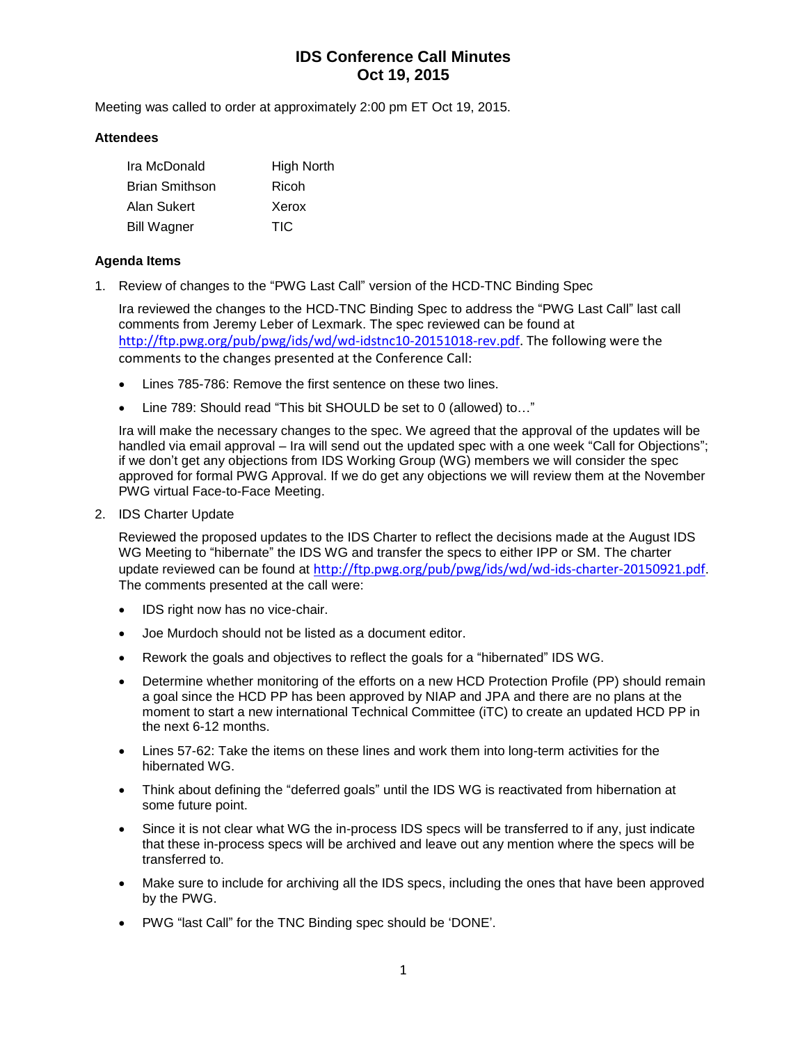# IDS Conference Call Minutes
# Oct 19, 2015

Meeting was called to order at approximately 2:00 pm ET Oct 19, 2015.

### Attendees

| | |
|---|---|
| Ira McDonald | High North |
| Brian Smithson | Ricoh |
| Alan Sukert | Xerox |
| Bill Wagner | TIC |

### Agenda Items

1. Review of changes to the "PWG Last Call" version of the HCD-TNC Binding Spec

   Ira reviewed the changes to the HCD-TNC Binding Spec to address the "PWG Last Call" last call comments from Jeremy Leber of Lexmark. The spec reviewed can be found at http://ftp.pwg.org/pub/pwg/ids/wd/wd-idstnc10-20151018-rev.pdf. The following were the comments to the changes presented at the Conference Call:

   - Lines 785-786: Remove the first sentence on these two lines.
   - Line 789: Should read "This bit SHOULD be set to 0 (allowed) to…"

   Ira will make the necessary changes to the spec. We agreed that the approval of the updates will be handled via email approval – Ira will send out the updated spec with a one week "Call for Objections"; if we don't get any objections from IDS Working Group (WG) members we will consider the spec approved for formal PWG Approval. If we do get any objections we will review them at the November PWG virtual Face-to-Face Meeting.

2. IDS Charter Update

   Reviewed the proposed updates to the IDS Charter to reflect the decisions made at the August IDS WG Meeting to "hibernate" the IDS WG and transfer the specs to either IPP or SM. The charter update reviewed can be found at http://ftp.pwg.org/pub/pwg/ids/wd/wd-ids-charter-20150921.pdf. The comments presented at the call were:

   - IDS right now has no vice-chair.
   - Joe Murdoch should not be listed as a document editor.
   - Rework the goals and objectives to reflect the goals for a "hibernated" IDS WG.
   - Determine whether monitoring of the efforts on a new HCD Protection Profile (PP) should remain a goal since the HCD PP has been approved by NIAP and JPA and there are no plans at the moment to start a new international Technical Committee (iTC) to create an updated HCD PP in the next 6-12 months.
   - Lines 57-62: Take the items on these lines and work them into long-term activities for the hibernated WG.
   - Think about defining the "deferred goals" until the IDS WG is reactivated from hibernation at some future point.
   - Since it is not clear what WG the in-process IDS specs will be transferred to if any, just indicate that these in-process specs will be archived and leave out any mention where the specs will be transferred to.
   - Make sure to include for archiving all the IDS specs, including the ones that have been approved by the PWG.
   - PWG "last Call" for the TNC Binding spec should be 'DONE'.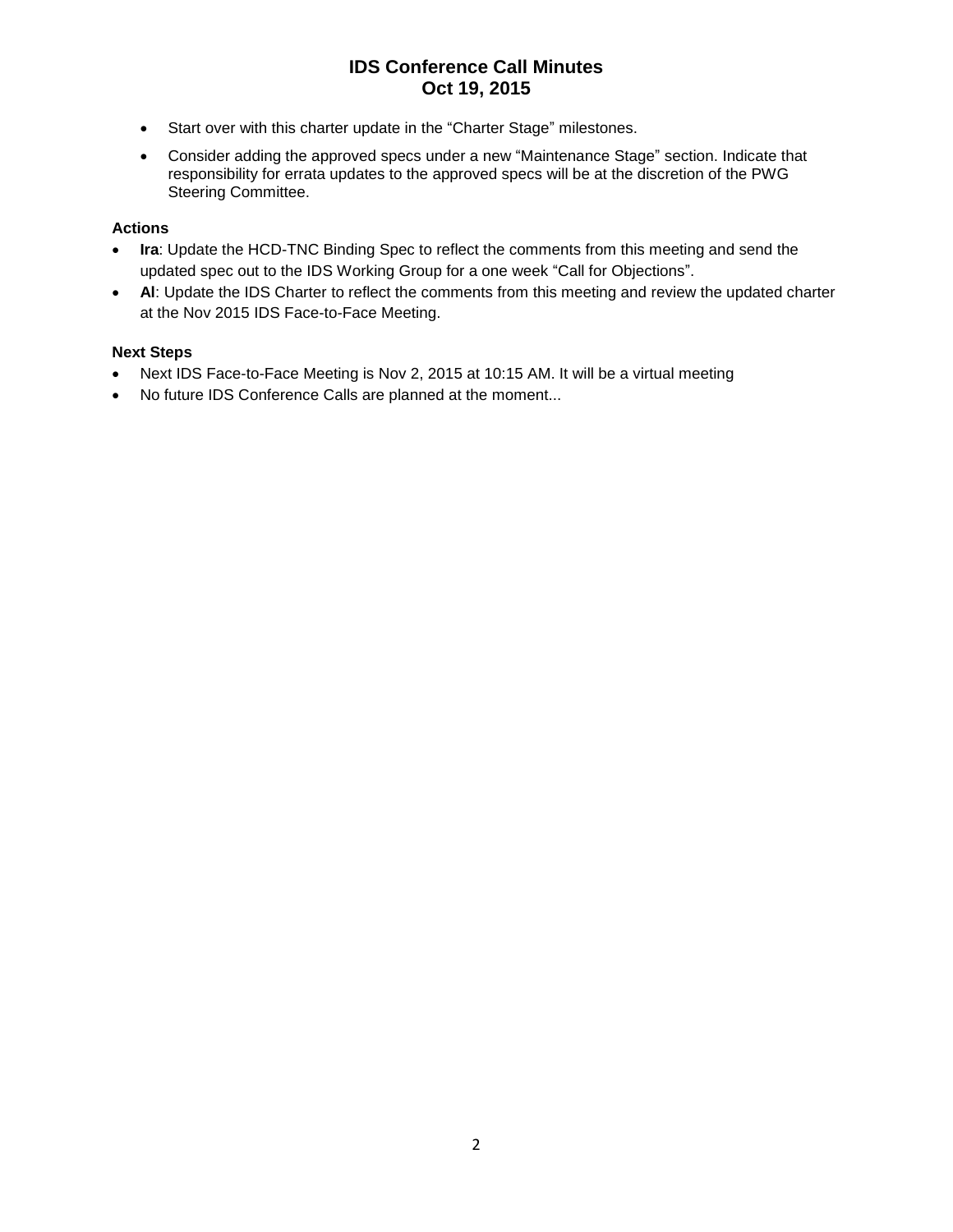- Start over with this charter update in the “Charter Stage” milestones.
- Consider adding the approved specs under a new “Maintenance Stage” section. Indicate that responsibility for errata updates to the approved specs will be at the discretion of the PWG Steering Committee.

**Actions**

- **Ira**: Update the HCD-TNC Binding Spec to reflect the comments from this meeting and send the updated spec out to the IDS Working Group for a one week “Call for Objections”.
- **Al**: Update the IDS Charter to reflect the comments from this meeting and review the updated charter at the Nov 2015 IDS Face-to-Face Meeting.

**Next Steps**

- Next IDS Face-to-Face Meeting is Nov 2, 2015 at 10:15 AM. It will be a virtual meeting
- No future IDS Conference Calls are planned at the moment...